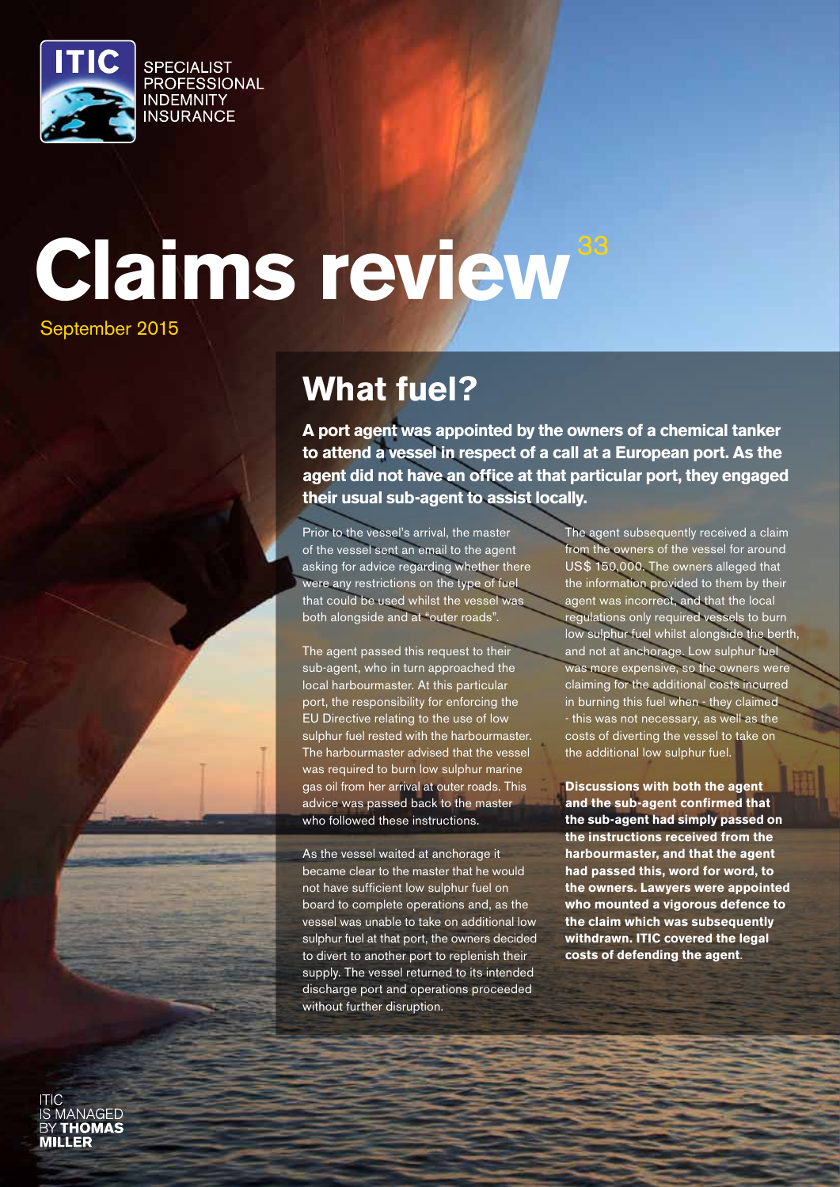ITIC

SPECIALIST PROFESSIONAL INDEMNITY INSURANCE

# Claims review 33

September 2015

## What fuel?

**A port agent was appointed by the owners of a chemical tanker to attend a vessel in respect of a call at a European port. As the agent did not have an office at that particular port, they engaged their usual sub-agent to assist locally.**

Prior to the vessel's arrival, the master of the vessel sent an email to the agent asking for advice regarding whether there were any restrictions on the type of fuel that could be used whilst the vessel was both alongside and at "outer roads".

The agent passed this request to their sub-agent, who in turn approached the local harbourmaster. At this particular port, the responsibility for enforcing the EU Directive relating to the use of low sulphur fuel rested with the harbourmaster. The harbourmaster advised that the vessel was required to burn low sulphur marine gas oil from her arrival at outer roads. This advice was passed back to the master who followed these instructions.

As the vessel waited at anchorage it became clear to the master that he would not have sufficient low sulphur fuel on board to complete operations and, as the vessel was unable to take on additional low sulphur fuel at that port, the owners decided to divert to another port to replenish their supply. The vessel returned to its intended discharge port and operations proceeded without further disruption.

The agent subsequently received a claim from the owners of the vessel for around US$ 150,000. The owners alleged that the information provided to them by their agent was incorrect, and that the local regulations only required vessels to burn low sulphur fuel whilst alongside the berth, and not at anchorage. Low sulphur fuel was more expensive, so the owners were claiming for the additional costs incurred in burning this fuel when - they claimed - this was not necessary, as well as the costs of diverting the vessel to take on the additional low sulphur fuel.

**Discussions with both the agent and the sub-agent confirmed that the sub-agent had simply passed on the instructions received from the harbourmaster, and that the agent had passed this, word for word, to the owners. Lawyers were appointed who mounted a vigorous defence to the claim which was subsequently withdrawn. ITIC covered the legal costs of defending the agent.**

ITIC IS MANAGED BY **THOMAS MILLER**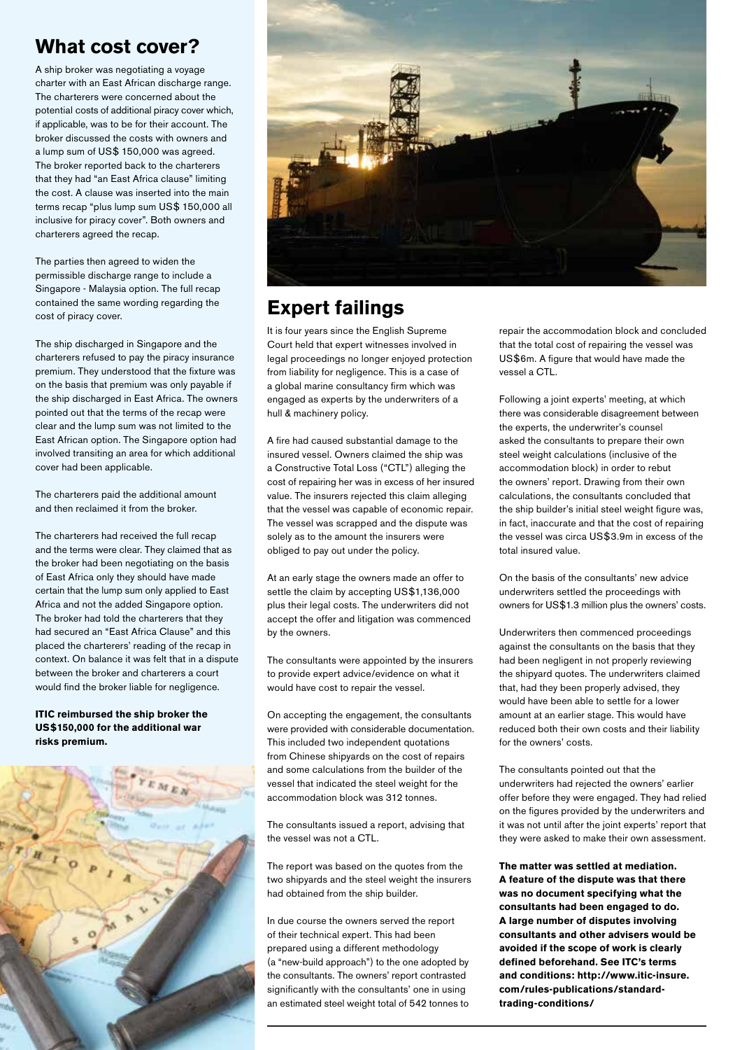## What cost cover?

A ship broker was negotiating a voyage charter with an East African discharge range. The charterers were concerned about the potential costs of additional piracy cover which, if applicable, was to be for their account. The broker discussed the costs with owners and a lump sum of US$ 150,000 was agreed. The broker reported back to the charterers that they had "an East Africa clause" limiting the cost. A clause was inserted into the main terms recap "plus lump sum US$ 150,000 all inclusive for piracy cover". Both owners and charterers agreed the recap.

The parties then agreed to widen the permissible discharge range to include a Singapore - Malaysia option. The full recap contained the same wording regarding the cost of piracy cover.

The ship discharged in Singapore and the charterers refused to pay the piracy insurance premium. They understood that the fixture was on the basis that premium was only payable if the ship discharged in East Africa. The owners pointed out that the terms of the recap were clear and the lump sum was not limited to the East African option. The Singapore option had involved transiting an area for which additional cover had been applicable.

The charterers paid the additional amount and then reclaimed it from the broker.

The charterers had received the full recap and the terms were clear. They claimed that as the broker had been negotiating on the basis of East Africa only they should have made certain that the lump sum only applied to East Africa and not the added Singapore option. The broker had told the charterers that they had secured an "East Africa Clause" and this placed the charterers' reading of the recap in context. On balance it was felt that in a dispute between the broker and charterers a court would find the broker liable for negligence.

**ITIC reimbursed the ship broker the US$150,000 for the additional war risks premium.**

## Expert failings

It is four years since the English Supreme Court held that expert witnesses involved in legal proceedings no longer enjoyed protection from liability for negligence. This is a case of a global marine consultancy firm which was engaged as experts by the underwriters of a hull & machinery policy.

A fire had caused substantial damage to the insured vessel. Owners claimed the ship was a Constructive Total Loss ("CTL") alleging the cost of repairing her was in excess of her insured value. The insurers rejected this claim alleging that the vessel was capable of economic repair. The vessel was scrapped and the dispute was solely as to the amount the insurers were obliged to pay out under the policy.

At an early stage the owners made an offer to settle the claim by accepting US$1,136,000 plus their legal costs. The underwriters did not accept the offer and litigation was commenced by the owners.

The consultants were appointed by the insurers to provide expert advice/evidence on what it would have cost to repair the vessel.

On accepting the engagement, the consultants were provided with considerable documentation. This included two independent quotations from Chinese shipyards on the cost of repairs and some calculations from the builder of the vessel that indicated the steel weight for the accommodation block was 312 tonnes.

The consultants issued a report, advising that the vessel was not a CTL.

The report was based on the quotes from the two shipyards and the steel weight the insurers had obtained from the ship builder.

In due course the owners served the report of their technical expert. This had been prepared using a different methodology (a "new-build approach") to the one adopted by the consultants. The owners' report contrasted significantly with the consultants' one in using an estimated steel weight total of 542 tonnes to repair the accommodation block and concluded that the total cost of repairing the vessel was US$6m. A figure that would have made the vessel a CTL.

Following a joint experts' meeting, at which there was considerable disagreement between the experts, the underwriter's counsel asked the consultants to prepare their own steel weight calculations (inclusive of the accommodation block) in order to rebut the owners' report. Drawing from their own calculations, the consultants concluded that the ship builder's initial steel weight figure was, in fact, inaccurate and that the cost of repairing the vessel was circa US$3.9m in excess of the total insured value.

On the basis of the consultants' new advice underwriters settled the proceedings with owners for US$1.3 million plus the owners' costs.

Underwriters then commenced proceedings against the consultants on the basis that they had been negligent in not properly reviewing the shipyard quotes. The underwriters claimed that, had they been properly advised, they would have been able to settle for a lower amount at an earlier stage. This would have reduced both their own costs and their liability for the owners' costs.

The consultants pointed out that the underwriters had rejected the owners' earlier offer before they were engaged. They had relied on the figures provided by the underwriters and it was not until after the joint experts' report that they were asked to make their own assessment.

**The matter was settled at mediation. A feature of the dispute was that there was no document specifying what the consultants had been engaged to do. A large number of disputes involving consultants and other advisers would be avoided if the scope of work is clearly defined beforehand. See ITC's terms and conditions: http://www.itic-insure.com/rules-publications/standard-trading-conditions/**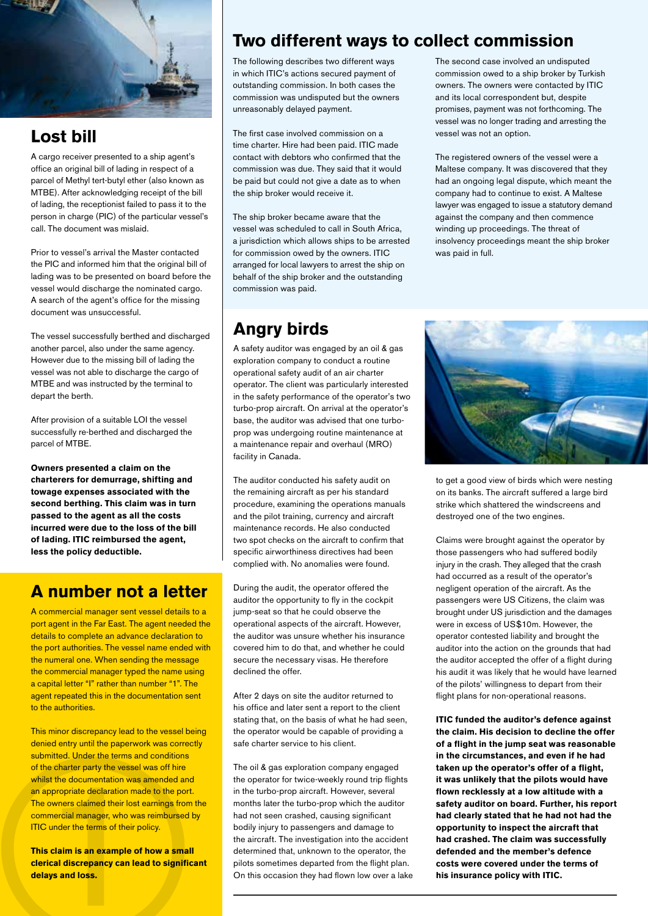## Lost bill

A cargo receiver presented to a ship agent's office an original bill of lading in respect of a parcel of Methyl tert-butyl ether (also known as MTBE). After acknowledging receipt of the bill of lading, the receptionist failed to pass it to the person in charge (PIC) of the particular vessel's call. The document was mislaid.

Prior to vessel's arrival the Master contacted the PIC and informed him that the original bill of lading was to be presented on board before the vessel would discharge the nominated cargo. A search of the agent's office for the missing document was unsuccessful.

The vessel successfully berthed and discharged another parcel, also under the same agency. However due to the missing bill of lading the vessel was not able to discharge the cargo of MTBE and was instructed by the terminal to depart the berth.

After provision of a suitable LOI the vessel successfully re-berthed and discharged the parcel of MTBE.

**Owners presented a claim on the charterers for demurrage, shifting and towage expenses associated with the second berthing. This claim was in turn passed to the agent as all the costs incurred were due to the loss of the bill of lading. ITIC reimbursed the agent, less the policy deductible.**

## A number not a letter

A commercial manager sent vessel details to a port agent in the Far East. The agent needed the details to complete an advance declaration to the port authorities. The vessel name ended with the numeral one. When sending the message the commercial manager typed the name using a capital letter "I" rather than number "1". The agent repeated this in the documentation sent to the authorities.

This minor discrepancy lead to the vessel being denied entry until the paperwork was correctly submitted. Under the terms and conditions of the charter party the vessel was off hire whilst the documentation was amended and an appropriate declaration made to the port. The owners claimed their lost earnings from the commercial manager, who was reimbursed by ITIC under the terms of their policy.

**This claim is an example of how a small clerical discrepancy can lead to significant delays and loss.**

## Two different ways to collect commission

The following describes two different ways in which ITIC's actions secured payment of outstanding commission. In both cases the commission was undisputed but the owners unreasonably delayed payment.

The first case involved commission on a time charter. Hire had been paid. ITIC made contact with debtors who confirmed that the commission was due. They said that it would be paid but could not give a date as to when the ship broker would receive it.

The ship broker became aware that the vessel was scheduled to call in South Africa, a jurisdiction which allows ships to be arrested for commission owed by the owners. ITIC arranged for local lawyers to arrest the ship on behalf of the ship broker and the outstanding commission was paid.

The second case involved an undisputed commission owed to a ship broker by Turkish owners. The owners were contacted by ITIC and its local correspondent but, despite promises, payment was not forthcoming. The vessel was no longer trading and arresting the vessel was not an option.

The registered owners of the vessel were a Maltese company. It was discovered that they had an ongoing legal dispute, which meant the company had to continue to exist. A Maltese lawyer was engaged to issue a statutory demand against the company and then commence winding up proceedings. The threat of insolvency proceedings meant the ship broker was paid in full.

## Angry birds

A safety auditor was engaged by an oil & gas exploration company to conduct a routine operational safety audit of an air charter operator. The client was particularly interested in the safety performance of the operator's two turbo-prop aircraft. On arrival at the operator's base, the auditor was advised that one turbo-prop was undergoing routine maintenance at a maintenance repair and overhaul (MRO) facility in Canada.

The auditor conducted his safety audit on the remaining aircraft as per his standard procedure, examining the operations manuals and the pilot training, currency and aircraft maintenance records. He also conducted two spot checks on the aircraft to confirm that specific airworthiness directives had been complied with. No anomalies were found.

During the audit, the operator offered the auditor the opportunity to fly in the cockpit jump-seat so that he could observe the operational aspects of the aircraft. However, the auditor was unsure whether his insurance covered him to do that, and whether he could secure the necessary visas. He therefore declined the offer.

After 2 days on site the auditor returned to his office and later sent a report to the client stating that, on the basis of what he had seen, the operator would be capable of providing a safe charter service to his client.

The oil & gas exploration company engaged the operator for twice-weekly round trip flights in the turbo-prop aircraft. However, several months later the turbo-prop which the auditor had not seen crashed, causing significant bodily injury to passengers and damage to the aircraft. The investigation into the accident determined that, unknown to the operator, the pilots sometimes departed from the flight plan. On this occasion they had flown low over a lake to get a good view of birds which were nesting on its banks. The aircraft suffered a large bird strike which shattered the windscreens and destroyed one of the two engines.

Claims were brought against the operator by those passengers who had suffered bodily injury in the crash. They alleged that the crash had occurred as a result of the operator's negligent operation of the aircraft. As the passengers were US Citizens, the claim was brought under US jurisdiction and the damages were in excess of US$10m. However, the operator contested liability and brought the auditor into the action on the grounds that had the auditor accepted the offer of a flight during his audit it was likely that he would have learned of the pilots' willingness to depart from their flight plans for non-operational reasons.

**ITIC funded the auditor's defence against the claim. His decision to decline the offer of a flight in the jump seat was reasonable in the circumstances, and even if he had taken up the operator's offer of a flight, it was unlikely that the pilots would have flown recklessly at a low altitude with a safety auditor on board. Further, his report had clearly stated that he had not had the opportunity to inspect the aircraft that had crashed. The claim was successfully defended and the member's defence costs were covered under the terms of his insurance policy with ITIC.**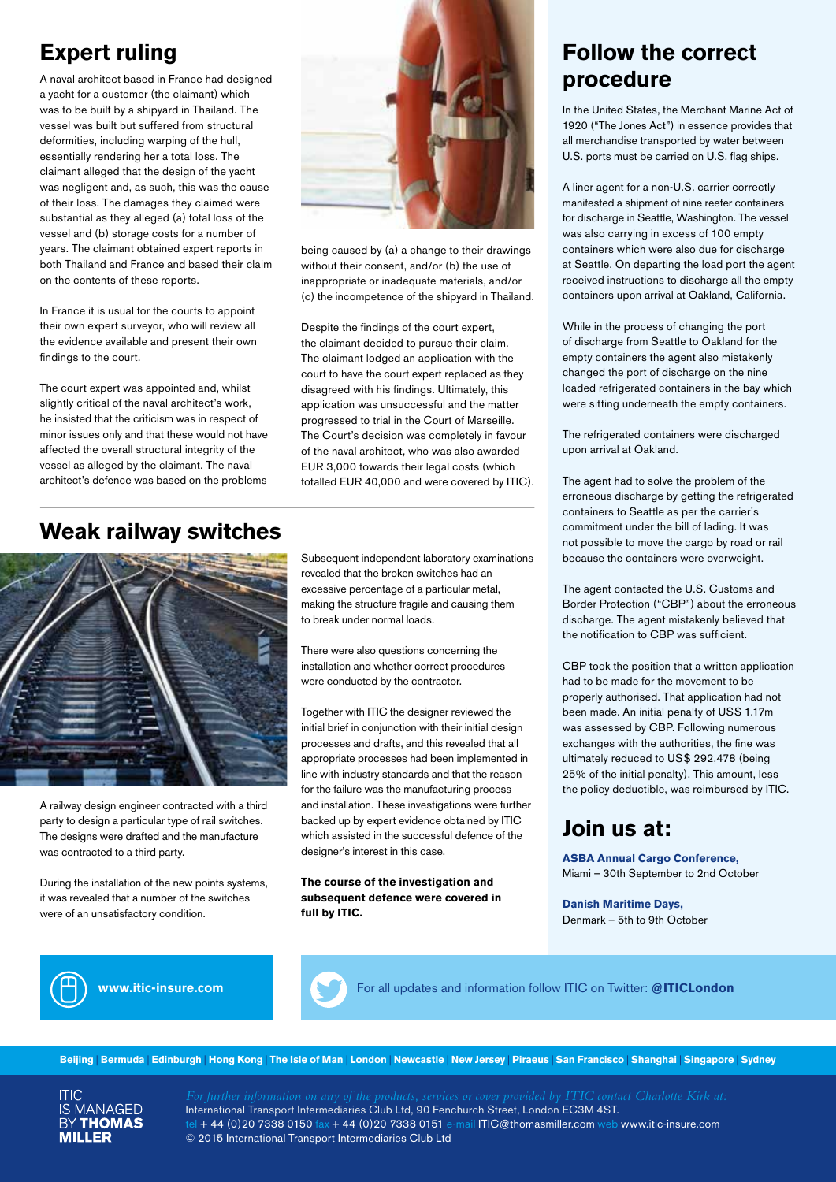## Expert ruling

A naval architect based in France had designed a yacht for a customer (the claimant) which was to be built by a shipyard in Thailand. The vessel was built but suffered from structural deformities, including warping of the hull, essentially rendering her a total loss. The claimant alleged that the design of the yacht was negligent and, as such, this was the cause of their loss. The damages they claimed were substantial as they alleged (a) total loss of the vessel and (b) storage costs for a number of years. The claimant obtained expert reports in both Thailand and France and based their claim on the contents of these reports.

In France it is usual for the courts to appoint their own expert surveyor, who will review all the evidence available and present their own findings to the court.

The court expert was appointed and, whilst slightly critical of the naval architect's work, he insisted that the criticism was in respect of minor issues only and that these would not have affected the overall structural integrity of the vessel as alleged by the claimant. The naval architect's defence was based on the problems being caused by (a) a change to their drawings without their consent, and/or (b) the use of inappropriate or inadequate materials, and/or (c) the incompetence of the shipyard in Thailand.

Despite the findings of the court expert, the claimant decided to pursue their claim. The claimant lodged an application with the court to have the court expert replaced as they disagreed with his findings. Ultimately, this application was unsuccessful and the matter progressed to trial in the Court of Marseille. The Court's decision was completely in favour of the naval architect, who was also awarded EUR 3,000 towards their legal costs (which totalled EUR 40,000 and were covered by ITIC).

## Weak railway switches

A railway design engineer contracted with a third party to design a particular type of rail switches. The designs were drafted and the manufacture was contracted to a third party.

During the installation of the new points systems, it was revealed that a number of the switches were of an unsatisfactory condition.

Subsequent independent laboratory examinations revealed that the broken switches had an excessive percentage of a particular metal, making the structure fragile and causing them to break under normal loads.

There were also questions concerning the installation and whether correct procedures were conducted by the contractor.

Together with ITIC the designer reviewed the initial brief in conjunction with their initial design processes and drafts, and this revealed that all appropriate processes had been implemented in line with industry standards and that the reason for the failure was the manufacturing process and installation. These investigations were further backed up by expert evidence obtained by ITIC which assisted in the successful defence of the designer's interest in this case.

**The course of the investigation and subsequent defence were covered in full by ITIC.**

## Follow the correct procedure

In the United States, the Merchant Marine Act of 1920 ("The Jones Act") in essence provides that all merchandise transported by water between U.S. ports must be carried on U.S. flag ships.

A liner agent for a non-U.S. carrier correctly manifested a shipment of nine reefer containers for discharge in Seattle, Washington. The vessel was also carrying in excess of 100 empty containers which were also due for discharge at Seattle. On departing the load port the agent received instructions to discharge all the empty containers upon arrival at Oakland, California.

While in the process of changing the port of discharge from Seattle to Oakland for the empty containers the agent also mistakenly changed the port of discharge on the nine loaded refrigerated containers in the bay which were sitting underneath the empty containers.

The refrigerated containers were discharged upon arrival at Oakland.

The agent had to solve the problem of the erroneous discharge by getting the refrigerated containers to Seattle as per the carrier's commitment under the bill of lading. It was not possible to move the cargo by road or rail because the containers were overweight.

The agent contacted the U.S. Customs and Border Protection ("CBP") about the erroneous discharge. The agent mistakenly believed that the notification to CBP was sufficient.

CBP took the position that a written application had to be made for the movement to be properly authorised. That application had not been made. An initial penalty of US$ 1.17m was assessed by CBP. Following numerous exchanges with the authorities, the fine was ultimately reduced to US$ 292,478 (being 25% of the initial penalty). This amount, less the policy deductible, was reimbursed by ITIC.

## Join us at:

**ASBA Annual Cargo Conference,**
Miami – 30th September to 2nd October

**Danish Maritime Days,**
Denmark – 5th to 9th October

**www.itic-insure.com**

For all updates and information follow ITIC on Twitter: **@ITICLondon**

**Beijing | Bermuda | Edinburgh | Hong Kong | The Isle of Man | London | Newcastle | New Jersey | Piraeus | San Francisco | Shanghai | Singapore | Sydney**

ITIC IS MANAGED BY **THOMAS MILLER**

*For further information on any of the products, services or cover provided by ITIC contact Charlotte Kirk at:*
International Transport Intermediaries Club Ltd, 90 Fenchurch Street, London EC3M 4ST.
tel + 44 (0)20 7338 0150 fax + 44 (0)20 7338 0151 e-mail ITIC@thomasmiller.com web www.itic-insure.com
© 2015 International Transport Intermediaries Club Ltd